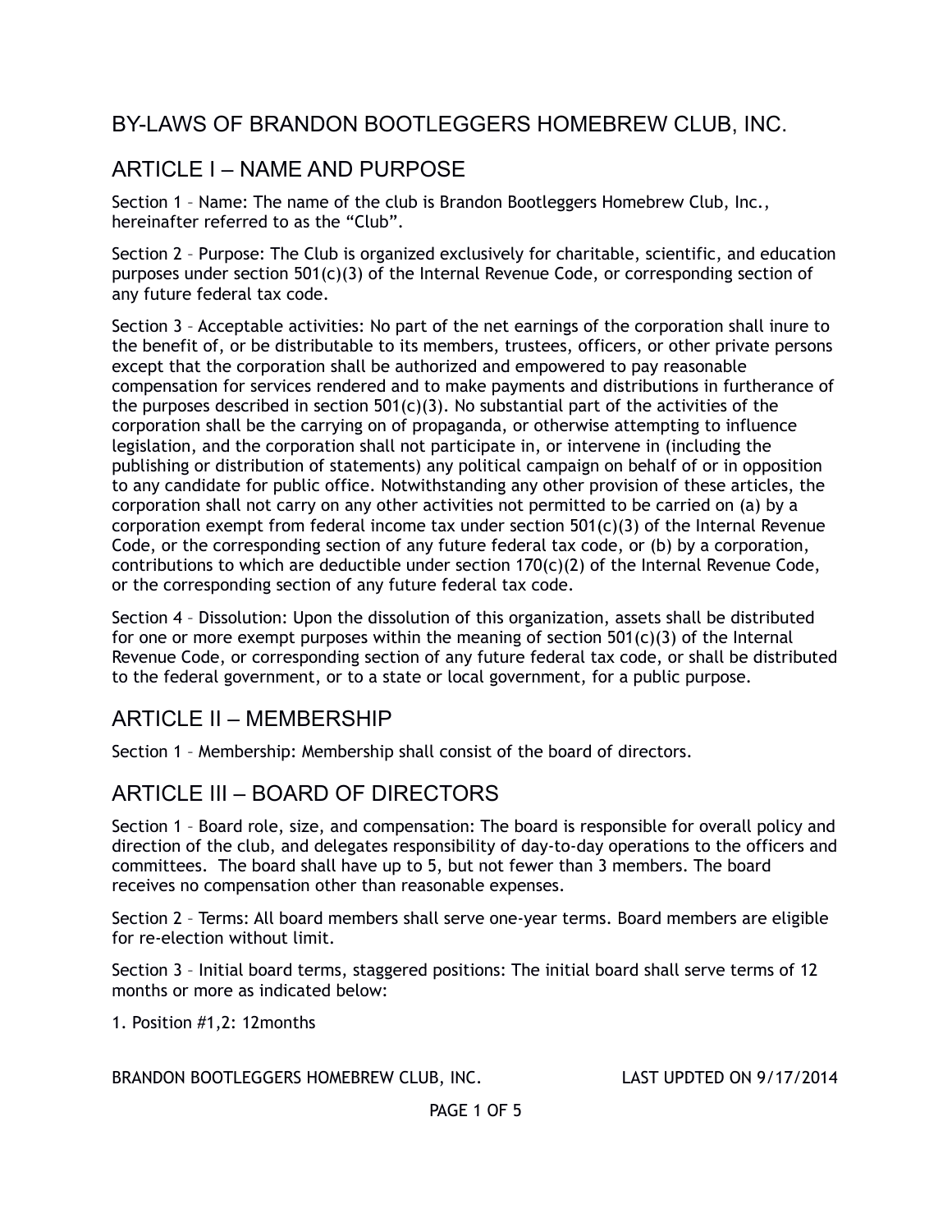# BY-LAWS OF BRANDON BOOTLEGGERS HOMEBREW CLUB, INC.

## ARTICLE I – NAME AND PURPOSE

Section 1 – Name: The name of the club is Brandon Bootleggers Homebrew Club, Inc., hereinafter referred to as the "Club".

Section 2 – Purpose: The Club is organized exclusively for charitable, scientific, and education purposes under section 501(c)(3) of the Internal Revenue Code, or corresponding section of any future federal tax code.

Section 3 – Acceptable activities: No part of the net earnings of the corporation shall inure to the benefit of, or be distributable to its members, trustees, officers, or other private persons except that the corporation shall be authorized and empowered to pay reasonable compensation for services rendered and to make payments and distributions in furtherance of the purposes described in section 501(c)(3). No substantial part of the activities of the corporation shall be the carrying on of propaganda, or otherwise attempting to influence legislation, and the corporation shall not participate in, or intervene in (including the publishing or distribution of statements) any political campaign on behalf of or in opposition to any candidate for public office. Notwithstanding any other provision of these articles, the corporation shall not carry on any other activities not permitted to be carried on (a) by a corporation exempt from federal income tax under section 501(c)(3) of the Internal Revenue Code, or the corresponding section of any future federal tax code, or (b) by a corporation, contributions to which are deductible under section 170(c)(2) of the Internal Revenue Code, or the corresponding section of any future federal tax code.

Section 4 – Dissolution: Upon the dissolution of this organization, assets shall be distributed for one or more exempt purposes within the meaning of section 501(c)(3) of the Internal Revenue Code, or corresponding section of any future federal tax code, or shall be distributed to the federal government, or to a state or local government, for a public purpose.

## ARTICLE II – MEMBERSHIP

Section 1 – Membership: Membership shall consist of the board of directors.

## ARTICLE III – BOARD OF DIRECTORS

Section 1 – Board role, size, and compensation: The board is responsible for overall policy and direction of the club, and delegates responsibility of day-to-day operations to the officers and committees. The board shall have up to 5, but not fewer than 3 members. The board receives no compensation other than reasonable expenses.

Section 2 – Terms: All board members shall serve one-year terms. Board members are eligible for re-election without limit.

Section 3 – Initial board terms, staggered positions: The initial board shall serve terms of 12 months or more as indicated below:

1. Position #1,2: 12months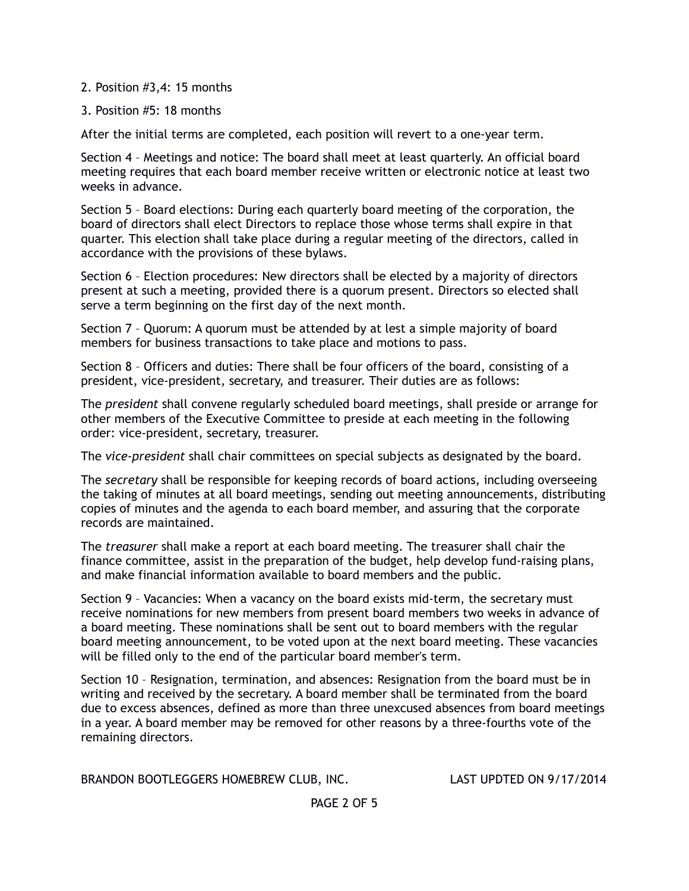2. Position #3,4: 15 months

3. Position #5: 18 months

After the initial terms are completed, each position will revert to a one-year term.

Section 4 – Meetings and notice: The board shall meet at least quarterly. An official board meeting requires that each board member receive written or electronic notice at least two weeks in advance.

Section 5 – Board elections: During each quarterly board meeting of the corporation, the board of directors shall elect Directors to replace those whose terms shall expire in that quarter. This election shall take place during a regular meeting of the directors, called in accordance with the provisions of these bylaws.

Section 6 – Election procedures: New directors shall be elected by a majority of directors present at such a meeting, provided there is a quorum present. Directors so elected shall serve a term beginning on the first day of the next month.

Section 7 – Quorum: A quorum must be attended by at lest a simple majority of board members for business transactions to take place and motions to pass.

Section 8 – Officers and duties: There shall be four officers of the board, consisting of a president, vice-president, secretary, and treasurer. Their duties are as follows:

The *president* shall convene regularly scheduled board meetings, shall preside or arrange for other members of the Executive Committee to preside at each meeting in the following order: vice-president, secretary, treasurer.

The *vice-president* shall chair committees on special subjects as designated by the board.

The *secretary* shall be responsible for keeping records of board actions, including overseeing the taking of minutes at all board meetings, sending out meeting announcements, distributing copies of minutes and the agenda to each board member, and assuring that the corporate records are maintained.

The *treasurer* shall make a report at each board meeting. The treasurer shall chair the finance committee, assist in the preparation of the budget, help develop fund-raising plans, and make financial information available to board members and the public.

Section 9 – Vacancies: When a vacancy on the board exists mid-term, the secretary must receive nominations for new members from present board members two weeks in advance of a board meeting. These nominations shall be sent out to board members with the regular board meeting announcement, to be voted upon at the next board meeting. These vacancies will be filled only to the end of the particular board member's term.

Section 10 – Resignation, termination, and absences: Resignation from the board must be in writing and received by the secretary. A board member shall be terminated from the board due to excess absences, defined as more than three unexcused absences from board meetings in a year. A board member may be removed for other reasons by a three-fourths vote of the remaining directors.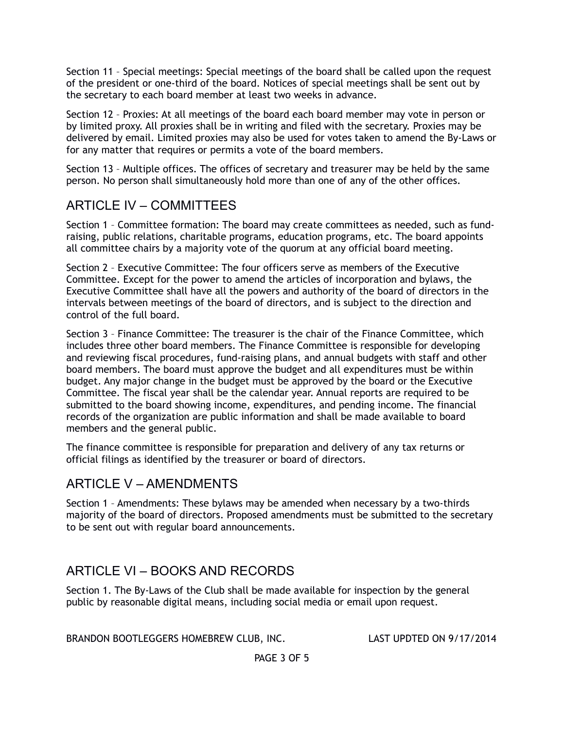Section 11 – Special meetings: Special meetings of the board shall be called upon the request of the president or one-third of the board. Notices of special meetings shall be sent out by the secretary to each board member at least two weeks in advance.

Section 12 – Proxies: At all meetings of the board each board member may vote in person or by limited proxy. All proxies shall be in writing and filed with the secretary. Proxies may be delivered by email. Limited proxies may also be used for votes taken to amend the By-Laws or for any matter that requires or permits a vote of the board members.

Section 13 – Multiple offices. The offices of secretary and treasurer may be held by the same person. No person shall simultaneously hold more than one of any of the other offices.

## ARTICLE IV – COMMITTEES

Section 1 – Committee formation: The board may create committees as needed, such as fund-raising, public relations, charitable programs, education programs, etc. The board appoints all committee chairs by a majority vote of the quorum at any official board meeting.

Section 2 – Executive Committee: The four officers serve as members of the Executive Committee. Except for the power to amend the articles of incorporation and bylaws, the Executive Committee shall have all the powers and authority of the board of directors in the intervals between meetings of the board of directors, and is subject to the direction and control of the full board.

Section 3 – Finance Committee: The treasurer is the chair of the Finance Committee, which includes three other board members. The Finance Committee is responsible for developing and reviewing fiscal procedures, fund-raising plans, and annual budgets with staff and other board members. The board must approve the budget and all expenditures must be within budget. Any major change in the budget must be approved by the board or the Executive Committee. The fiscal year shall be the calendar year. Annual reports are required to be submitted to the board showing income, expenditures, and pending income. The financial records of the organization are public information and shall be made available to board members and the general public.

The finance committee is responsible for preparation and delivery of any tax returns or official filings as identified by the treasurer or board of directors.

## ARTICLE V – AMENDMENTS

Section 1 – Amendments: These bylaws may be amended when necessary by a two-thirds majority of the board of directors. Proposed amendments must be submitted to the secretary to be sent out with regular board announcements.

## ARTICLE VI – BOOKS AND RECORDS

Section 1. The By-Laws of the Club shall be made available for inspection by the general public by reasonable digital means, including social media or email upon request.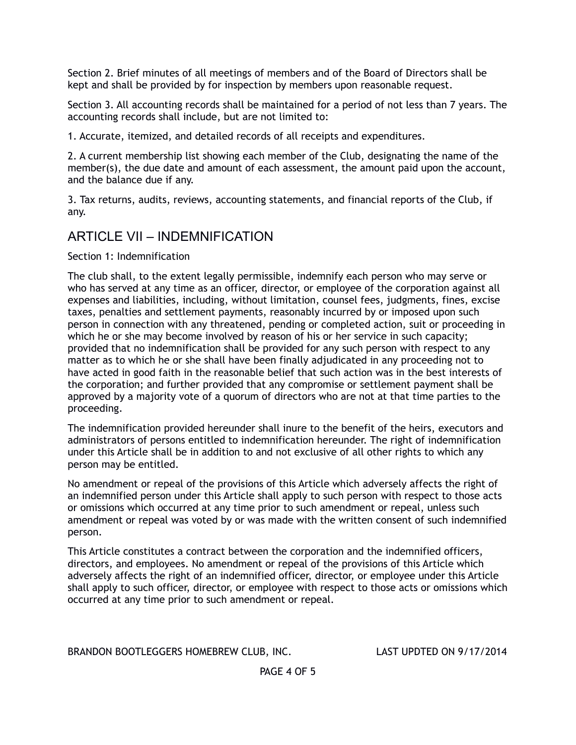Section 2. Brief minutes of all meetings of members and of the Board of Directors shall be kept and shall be provided by for inspection by members upon reasonable request.

Section 3. All accounting records shall be maintained for a period of not less than 7 years. The accounting records shall include, but are not limited to:

1. Accurate, itemized, and detailed records of all receipts and expenditures.

2. A current membership list showing each member of the Club, designating the name of the member(s), the due date and amount of each assessment, the amount paid upon the account, and the balance due if any.

3. Tax returns, audits, reviews, accounting statements, and financial reports of the Club, if any.

## ARTICLE VII – INDEMNIFICATION

Section 1: Indemnification

The club shall, to the extent legally permissible, indemnify each person who may serve or who has served at any time as an officer, director, or employee of the corporation against all expenses and liabilities, including, without limitation, counsel fees, judgments, fines, excise taxes, penalties and settlement payments, reasonably incurred by or imposed upon such person in connection with any threatened, pending or completed action, suit or proceeding in which he or she may become involved by reason of his or her service in such capacity; provided that no indemnification shall be provided for any such person with respect to any matter as to which he or she shall have been finally adjudicated in any proceeding not to have acted in good faith in the reasonable belief that such action was in the best interests of the corporation; and further provided that any compromise or settlement payment shall be approved by a majority vote of a quorum of directors who are not at that time parties to the proceeding.

The indemnification provided hereunder shall inure to the benefit of the heirs, executors and administrators of persons entitled to indemnification hereunder. The right of indemnification under this Article shall be in addition to and not exclusive of all other rights to which any person may be entitled.

No amendment or repeal of the provisions of this Article which adversely affects the right of an indemnified person under this Article shall apply to such person with respect to those acts or omissions which occurred at any time prior to such amendment or repeal, unless such amendment or repeal was voted by or was made with the written consent of such indemnified person.

This Article constitutes a contract between the corporation and the indemnified officers, directors, and employees. No amendment or repeal of the provisions of this Article which adversely affects the right of an indemnified officer, director, or employee under this Article shall apply to such officer, director, or employee with respect to those acts or omissions which occurred at any time prior to such amendment or repeal.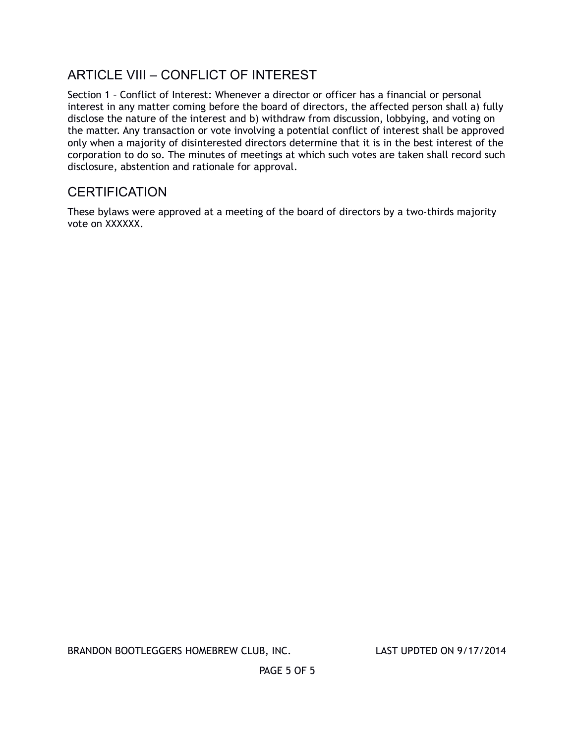## ARTICLE VIII – CONFLICT OF INTEREST

Section 1 – Conflict of Interest: Whenever a director or officer has a financial or personal interest in any matter coming before the board of directors, the affected person shall a) fully disclose the nature of the interest and b) withdraw from discussion, lobbying, and voting on the matter. Any transaction or vote involving a potential conflict of interest shall be approved only when a majority of disinterested directors determine that it is in the best interest of the corporation to do so. The minutes of meetings at which such votes are taken shall record such disclosure, abstention and rationale for approval.

## CERTIFICATION

These bylaws were approved at a meeting of the board of directors by a two-thirds majority vote on XXXXXX.